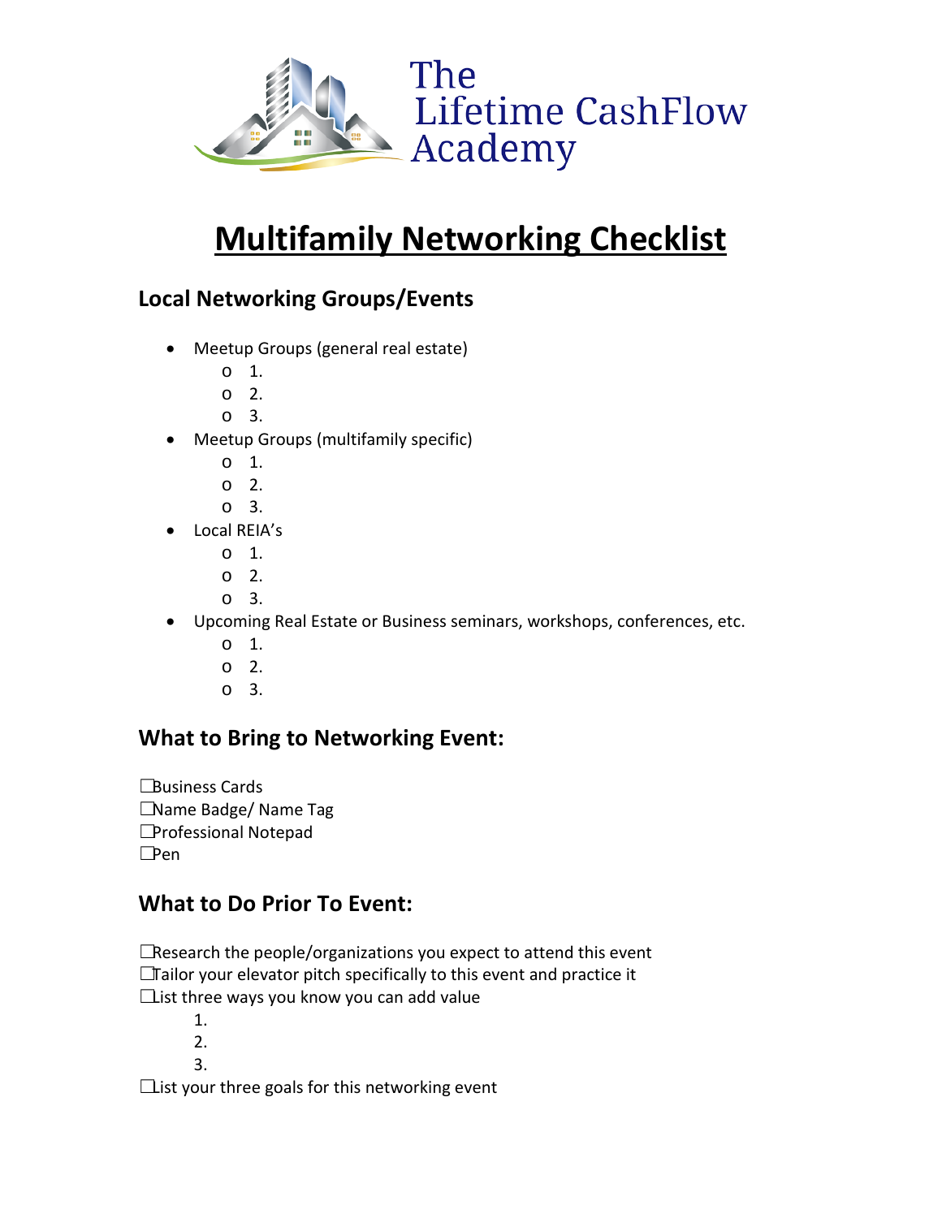The Lifetime CashFlow Academy

# Multifamily Networking Checklist

## Local Networking Groups/Events

- Meetup Groups (general real estate)
  - 1.
  - 2.
  - 3.
- Meetup Groups (multifamily specific)
  - 1.
  - 2.
  - 3.
- Local REIA's
  - 1.
  - 2.
  - 3.
- Upcoming Real Estate or Business seminars, workshops, conferences, etc.
  - 1.
  - 2.
  - 3.

## What to Bring to Networking Event:

☐Business Cards
☐Name Badge/ Name Tag
☐Professional Notepad
☐Pen

## What to Do Prior To Event:

☐Research the people/organizations you expect to attend this event
☐Tailor your elevator pitch specifically to this event and practice it
☐List three ways you know you can add value

1.
2.
3.

☐List your three goals for this networking event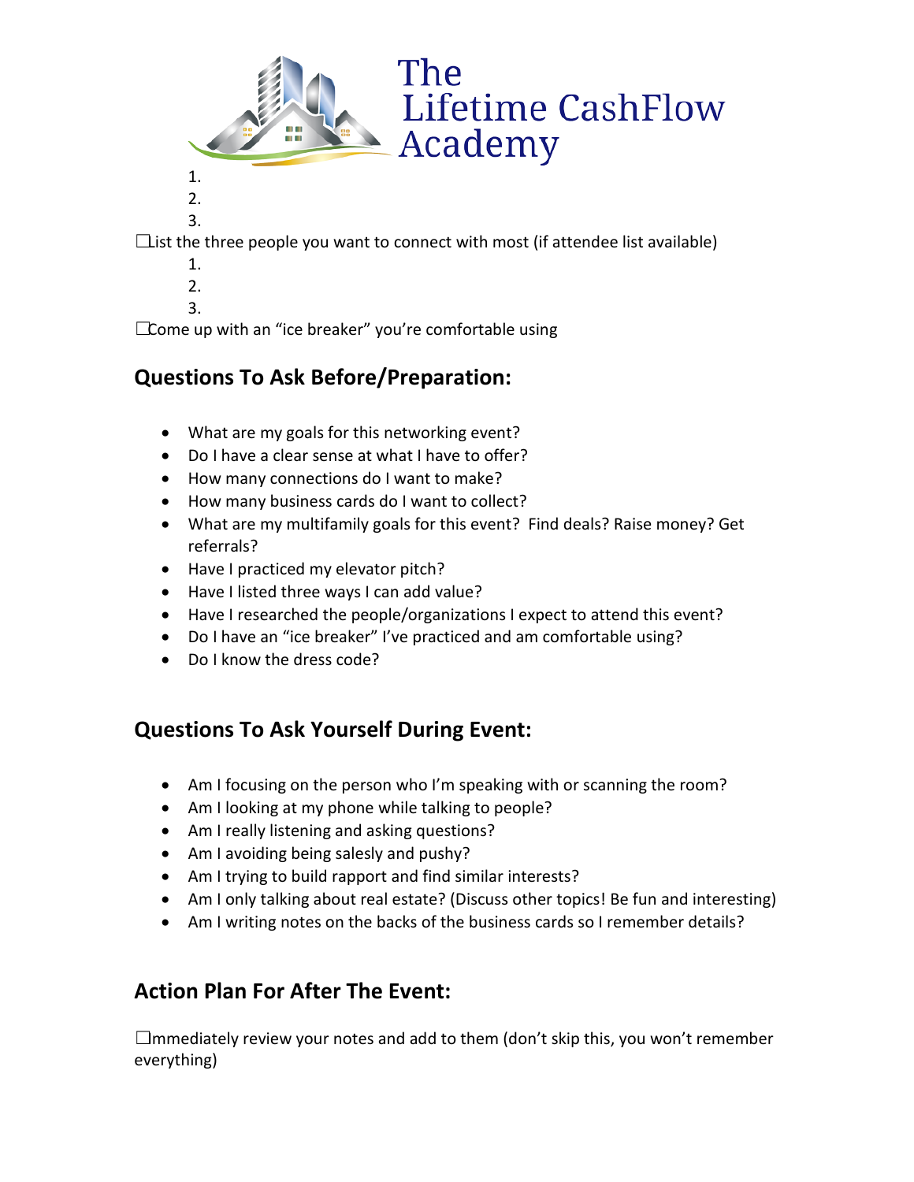1.
2.
3.

☐List the three people you want to connect with most (if attendee list available)

1.
2.
3.

☐Come up with an "ice breaker" you're comfortable using

## Questions To Ask Before/Preparation:

- What are my goals for this networking event?
- Do I have a clear sense at what I have to offer?
- How many connections do I want to make?
- How many business cards do I want to collect?
- What are my multifamily goals for this event? Find deals? Raise money? Get referrals?
- Have I practiced my elevator pitch?
- Have I listed three ways I can add value?
- Have I researched the people/organizations I expect to attend this event?
- Do I have an "ice breaker" I've practiced and am comfortable using?
- Do I know the dress code?

## Questions To Ask Yourself During Event:

- Am I focusing on the person who I'm speaking with or scanning the room?
- Am I looking at my phone while talking to people?
- Am I really listening and asking questions?
- Am I avoiding being salesly and pushy?
- Am I trying to build rapport and find similar interests?
- Am I only talking about real estate? (Discuss other topics! Be fun and interesting)
- Am I writing notes on the backs of the business cards so I remember details?

## Action Plan For After The Event:

☐Immediately review your notes and add to them (don't skip this, you won't remember everything)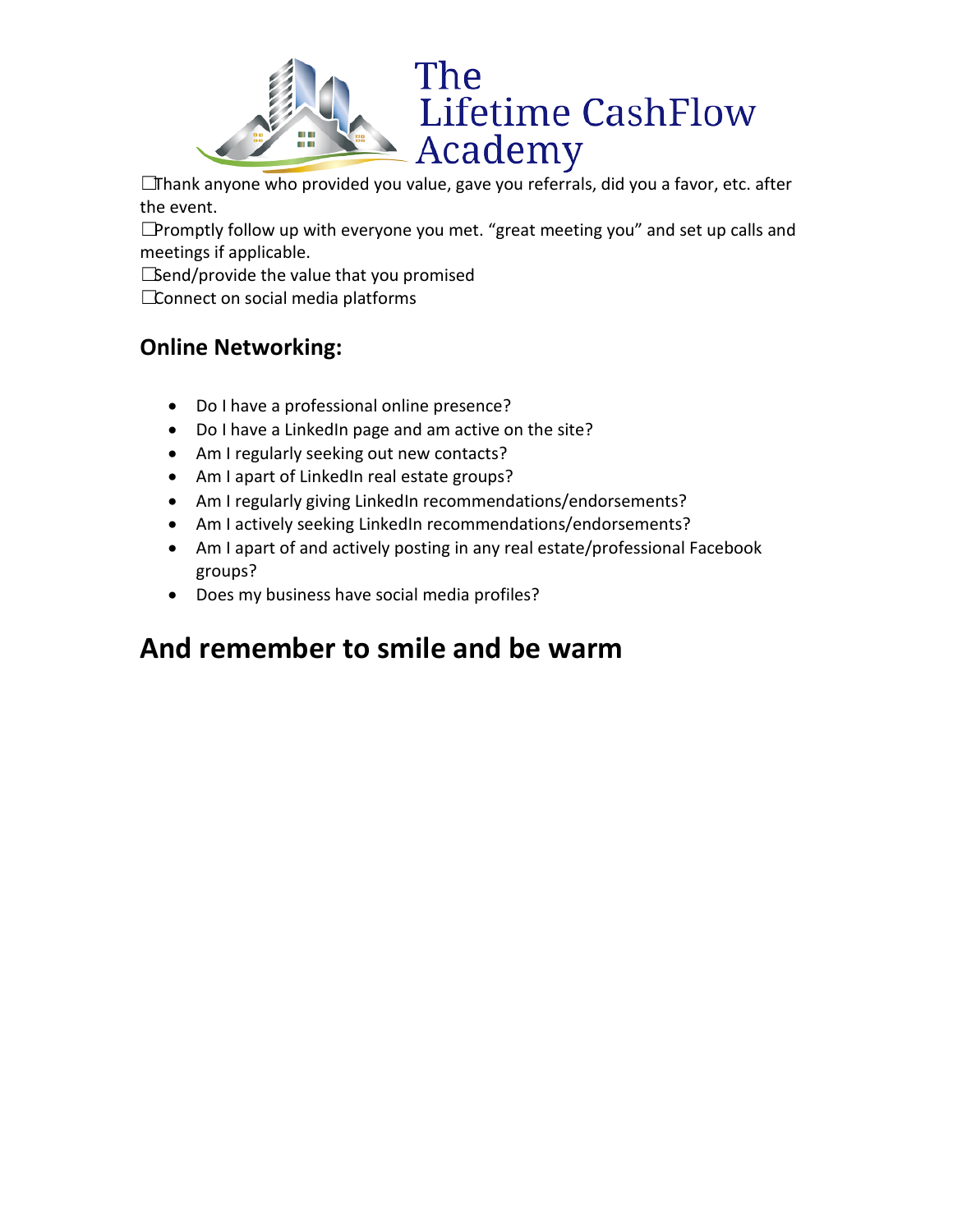☐Thank anyone who provided you value, gave you referrals, did you a favor, etc. after the event.

☐Promptly follow up with everyone you met. "great meeting you" and set up calls and meetings if applicable.

☐Send/provide the value that you promised

☐Connect on social media platforms

### Online Networking:

- Do I have a professional online presence?
- Do I have a LinkedIn page and am active on the site?
- Am I regularly seeking out new contacts?
- Am I apart of LinkedIn real estate groups?
- Am I regularly giving LinkedIn recommendations/endorsements?
- Am I actively seeking LinkedIn recommendations/endorsements?
- Am I apart of and actively posting in any real estate/professional Facebook groups?
- Does my business have social media profiles?

## And remember to smile and be warm